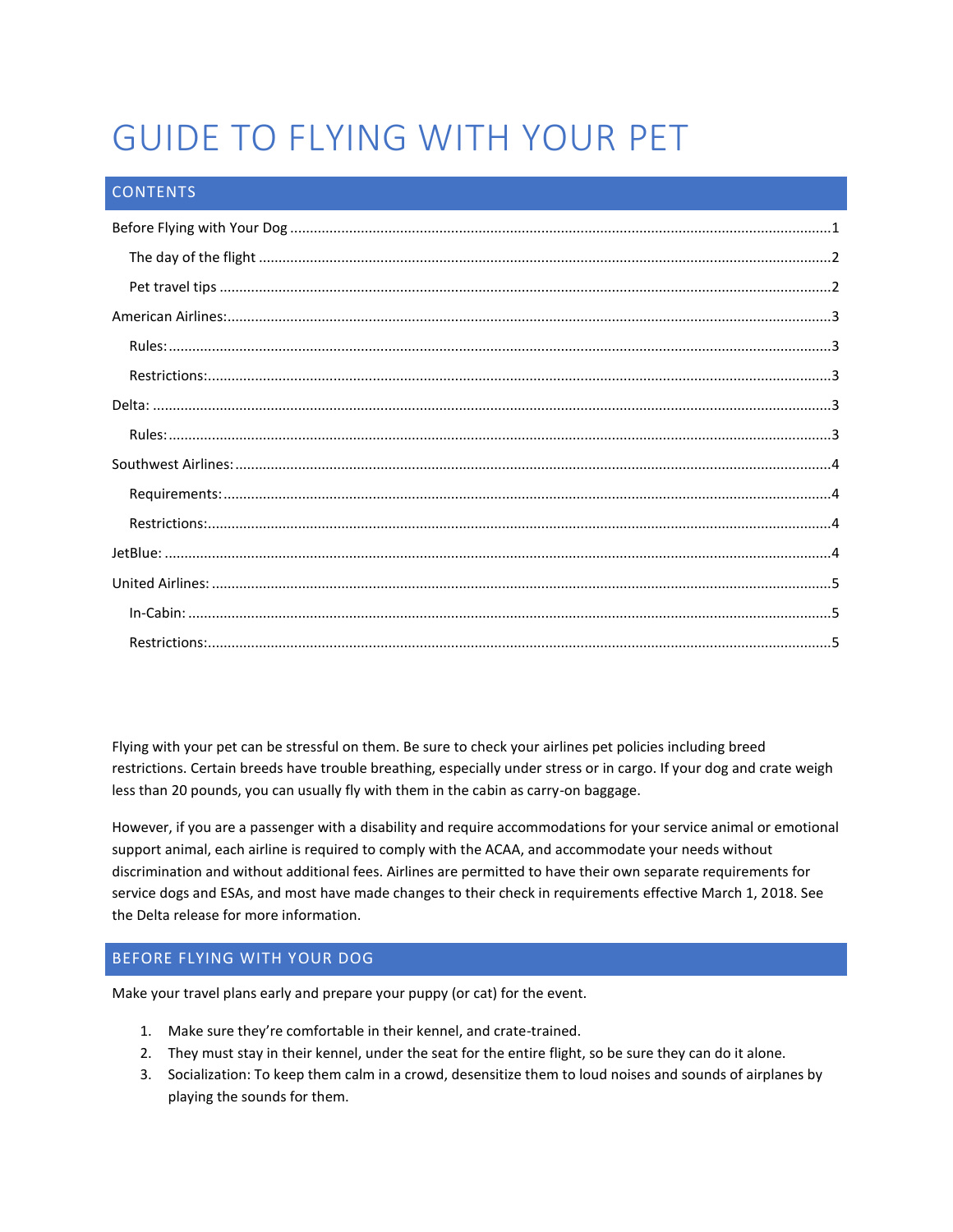# GUIDE TO FLYING WITH YOUR PET

## CONTENTS

Before Flying with Your Dog ....................................................................................................................1

- The day of the flight ............................................................................................................................2
- Pet travel tips ......................................................................................................................................2

American Airlines:......................................................................................................................................3

- Rules:....................................................................................................................................................3
- Restrictions:..........................................................................................................................................3

Delta: .........................................................................................................................................................3

- Rules:....................................................................................................................................................3

Southwest Airlines:.....................................................................................................................................4

- Requirements:......................................................................................................................................4
- Restrictions:..........................................................................................................................................4

JetBlue: .......................................................................................................................................................4

United Airlines: ...........................................................................................................................................5

- In-Cabin: ...............................................................................................................................................5
- Restrictions:..........................................................................................................................................5

Flying with your pet can be stressful on them. Be sure to check your airlines pet policies including breed restrictions. Certain breeds have trouble breathing, especially under stress or in cargo. If your dog and crate weigh less than 20 pounds, you can usually fly with them in the cabin as carry-on baggage.

However, if you are a passenger with a disability and require accommodations for your service animal or emotional support animal, each airline is required to comply with the ACAA, and accommodate your needs without discrimination and without additional fees. Airlines are permitted to have their own separate requirements for service dogs and ESAs, and most have made changes to their check in requirements effective March 1, 2018. See the Delta release for more information.

## BEFORE FLYING WITH YOUR DOG

Make your travel plans early and prepare your puppy (or cat) for the event.

1. Make sure they're comfortable in their kennel, and crate-trained.
2. They must stay in their kennel, under the seat for the entire flight, so be sure they can do it alone.
3. Socialization: To keep them calm in a crowd, desensitize them to loud noises and sounds of airplanes by playing the sounds for them.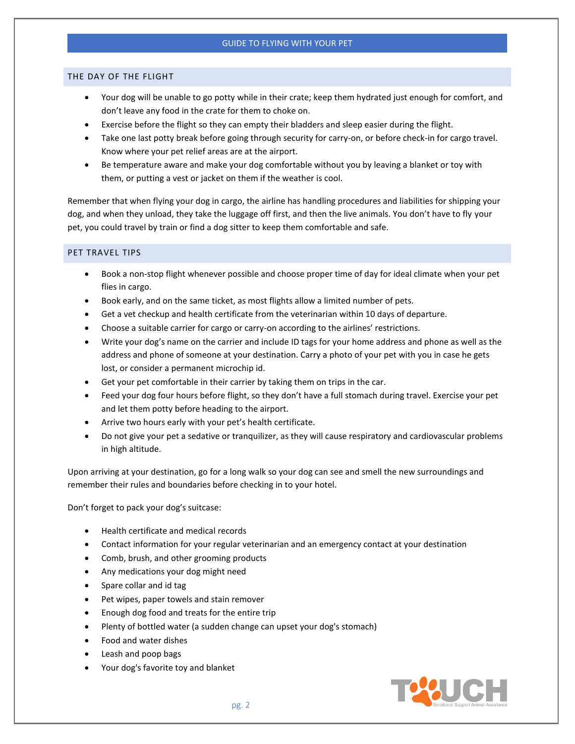## THE DAY OF THE FLIGHT

- Your dog will be unable to go potty while in their crate; keep them hydrated just enough for comfort, and don't leave any food in the crate for them to choke on.
- Exercise before the flight so they can empty their bladders and sleep easier during the flight.
- Take one last potty break before going through security for carry-on, or before check-in for cargo travel. Know where your pet relief areas are at the airport.
- Be temperature aware and make your dog comfortable without you by leaving a blanket or toy with them, or putting a vest or jacket on them if the weather is cool.

Remember that when flying your dog in cargo, the airline has handling procedures and liabilities for shipping your dog, and when they unload, they take the luggage off first, and then the live animals. You don't have to fly your pet, you could travel by train or find a dog sitter to keep them comfortable and safe.

## PET TRAVEL TIPS

- Book a non-stop flight whenever possible and choose proper time of day for ideal climate when your pet flies in cargo.
- Book early, and on the same ticket, as most flights allow a limited number of pets.
- Get a vet checkup and health certificate from the veterinarian within 10 days of departure.
- Choose a suitable carrier for cargo or carry-on according to the airlines' restrictions.
- Write your dog's name on the carrier and include ID tags for your home address and phone as well as the address and phone of someone at your destination. Carry a photo of your pet with you in case he gets lost, or consider a permanent microchip id.
- Get your pet comfortable in their carrier by taking them on trips in the car.
- Feed your dog four hours before flight, so they don't have a full stomach during travel. Exercise your pet and let them potty before heading to the airport.
- Arrive two hours early with your pet's health certificate.
- Do not give your pet a sedative or tranquilizer, as they will cause respiratory and cardiovascular problems in high altitude.

Upon arriving at your destination, go for a long walk so your dog can see and smell the new surroundings and remember their rules and boundaries before checking in to your hotel.

Don't forget to pack your dog's suitcase:

- Health certificate and medical records
- Contact information for your regular veterinarian and an emergency contact at your destination
- Comb, brush, and other grooming products
- Any medications your dog might need
- Spare collar and id tag
- Pet wipes, paper towels and stain remover
- Enough dog food and treats for the entire trip
- Plenty of bottled water (a sudden change can upset your dog's stomach)
- Food and water dishes
- Leash and poop bags
- Your dog's favorite toy and blanket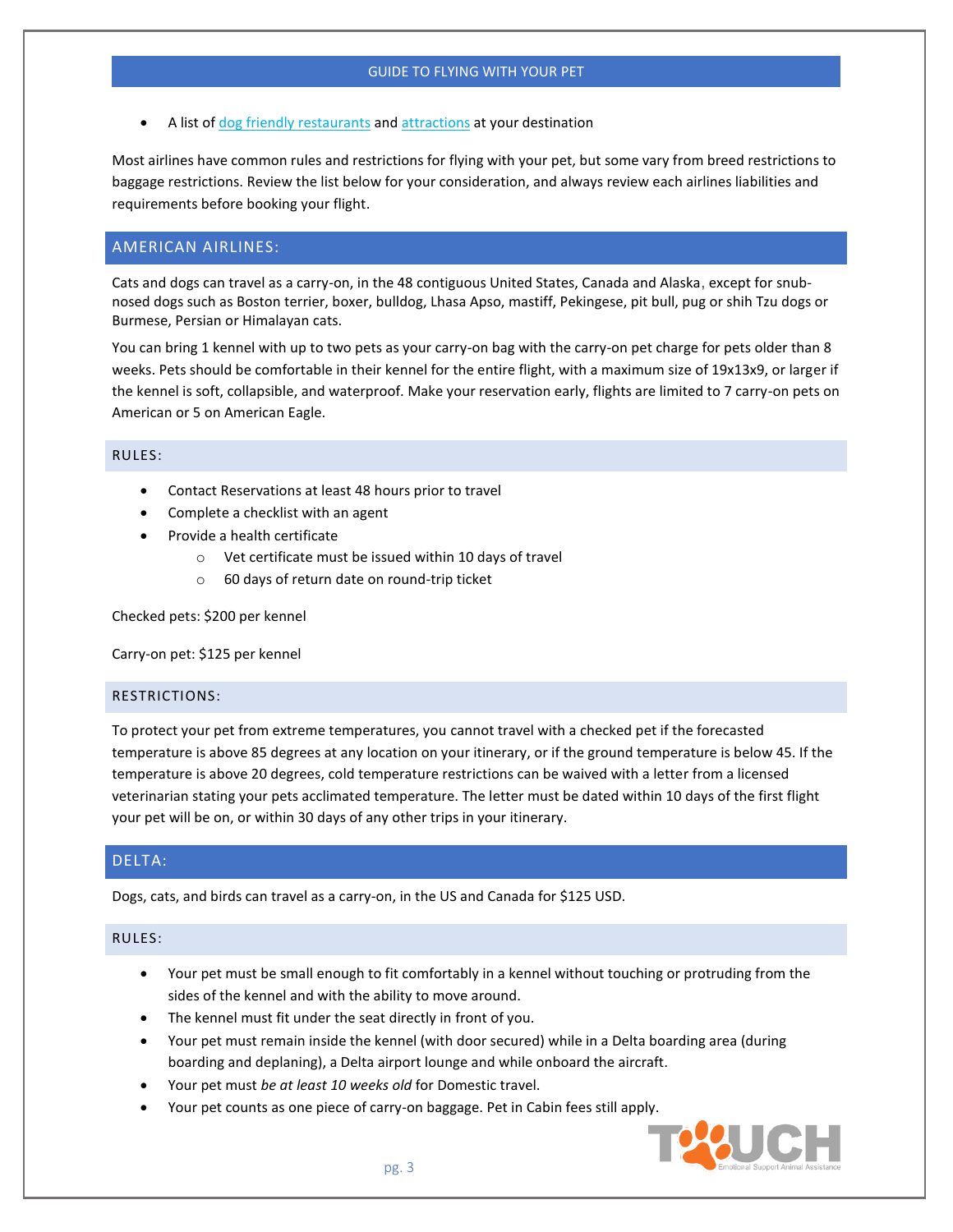- A list of dog friendly restaurants and attractions at your destination

Most airlines have common rules and restrictions for flying with your pet, but some vary from breed restrictions to baggage restrictions. Review the list below for your consideration, and always review each airlines liabilities and requirements before booking your flight.

## AMERICAN AIRLINES:

Cats and dogs can travel as a carry-on, in the 48 contiguous United States, Canada and Alaska, except for snub-nosed dogs such as Boston terrier, boxer, bulldog, Lhasa Apso, mastiff, Pekingese, pit bull, pug or shih Tzu dogs or Burmese, Persian or Himalayan cats.

You can bring 1 kennel with up to two pets as your carry-on bag with the carry-on pet charge for pets older than 8 weeks. Pets should be comfortable in their kennel for the entire flight, with a maximum size of 19x13x9, or larger if the kennel is soft, collapsible, and waterproof. Make your reservation early, flights are limited to 7 carry-on pets on American or 5 on American Eagle.

### RULES:

- Contact Reservations at least 48 hours prior to travel
- Complete a checklist with an agent
- Provide a health certificate
  - Vet certificate must be issued within 10 days of travel
  - 60 days of return date on round-trip ticket

Checked pets: $200 per kennel

Carry-on pet: $125 per kennel

### RESTRICTIONS:

To protect your pet from extreme temperatures, you cannot travel with a checked pet if the forecasted temperature is above 85 degrees at any location on your itinerary, or if the ground temperature is below 45. If the temperature is above 20 degrees, cold temperature restrictions can be waived with a letter from a licensed veterinarian stating your pets acclimated temperature. The letter must be dated within 10 days of the first flight your pet will be on, or within 30 days of any other trips in your itinerary.

## DELTA:

Dogs, cats, and birds can travel as a carry-on, in the US and Canada for $125 USD.

### RULES:

- Your pet must be small enough to fit comfortably in a kennel without touching or protruding from the sides of the kennel and with the ability to move around.
- The kennel must fit under the seat directly in front of you.
- Your pet must remain inside the kennel (with door secured) while in a Delta boarding area (during boarding and deplaning), a Delta airport lounge and while onboard the aircraft.
- Your pet must *be at least 10 weeks old* for Domestic travel.
- Your pet counts as one piece of carry-on baggage. Pet in Cabin fees still apply.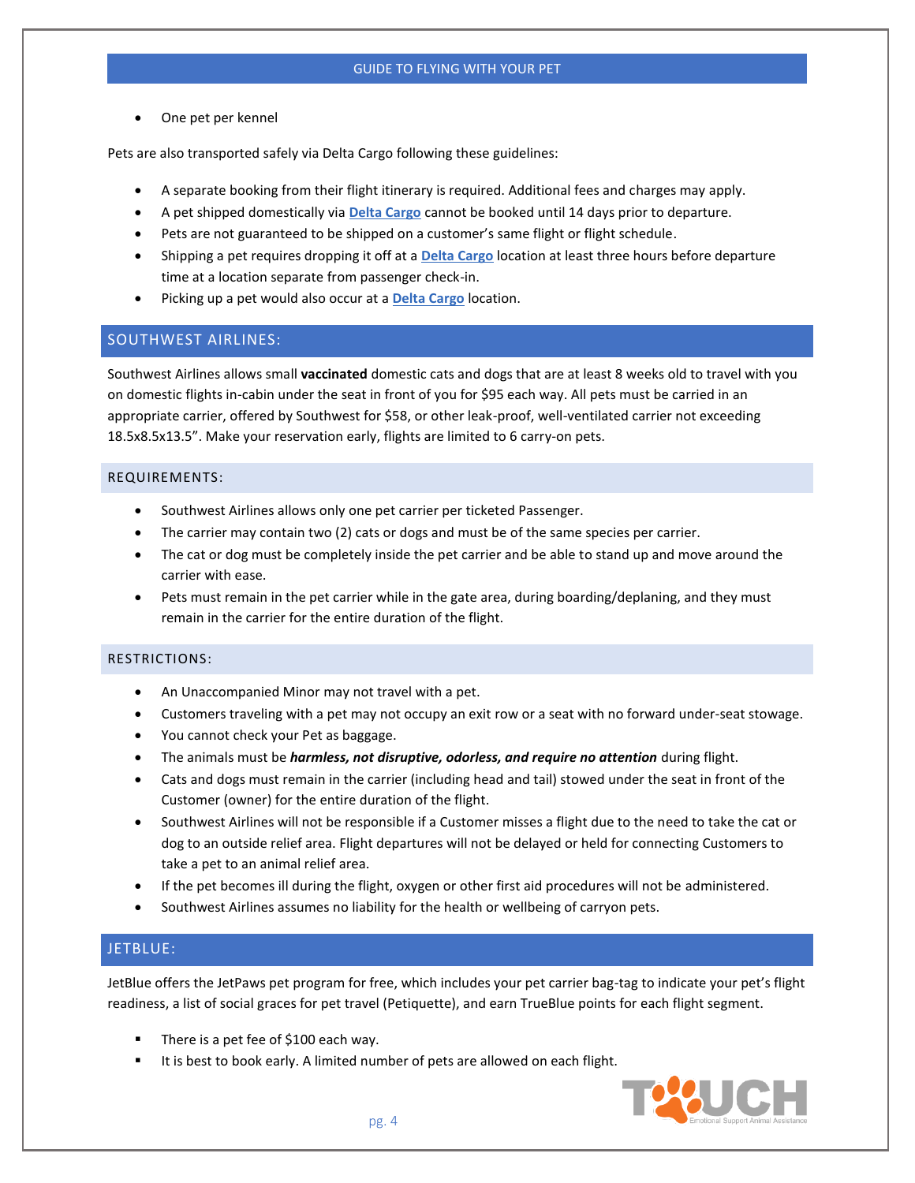- One pet per kennel

Pets are also transported safely via Delta Cargo following these guidelines:

- A separate booking from their flight itinerary is required. Additional fees and charges may apply.
- A pet shipped domestically via **Delta Cargo** cannot be booked until 14 days prior to departure.
- Pets are not guaranteed to be shipped on a customer's same flight or flight schedule.
- Shipping a pet requires dropping it off at a **Delta Cargo** location at least three hours before departure time at a location separate from passenger check-in.
- Picking up a pet would also occur at a **Delta Cargo** location.

## SOUTHWEST AIRLINES:

Southwest Airlines allows small **vaccinated** domestic cats and dogs that are at least 8 weeks old to travel with you on domestic flights in-cabin under the seat in front of you for $95 each way. All pets must be carried in an appropriate carrier, offered by Southwest for $58, or other leak-proof, well-ventilated carrier not exceeding 18.5x8.5x13.5". Make your reservation early, flights are limited to 6 carry-on pets.

### REQUIREMENTS:

- Southwest Airlines allows only one pet carrier per ticketed Passenger.
- The carrier may contain two (2) cats or dogs and must be of the same species per carrier.
- The cat or dog must be completely inside the pet carrier and be able to stand up and move around the carrier with ease.
- Pets must remain in the pet carrier while in the gate area, during boarding/deplaning, and they must remain in the carrier for the entire duration of the flight.

### RESTRICTIONS:

- An Unaccompanied Minor may not travel with a pet.
- Customers traveling with a pet may not occupy an exit row or a seat with no forward under-seat stowage.
- You cannot check your Pet as baggage.
- The animals must be ***harmless, not disruptive, odorless, and require no attention*** during flight.
- Cats and dogs must remain in the carrier (including head and tail) stowed under the seat in front of the Customer (owner) for the entire duration of the flight.
- Southwest Airlines will not be responsible if a Customer misses a flight due to the need to take the cat or dog to an outside relief area. Flight departures will not be delayed or held for connecting Customers to take a pet to an animal relief area.
- If the pet becomes ill during the flight, oxygen or other first aid procedures will not be administered.
- Southwest Airlines assumes no liability for the health or wellbeing of carryon pets.

## JETBLUE:

JetBlue offers the JetPaws pet program for free, which includes your pet carrier bag-tag to indicate your pet's flight readiness, a list of social graces for pet travel (Petiquette), and earn TrueBlue points for each flight segment.

- There is a pet fee of $100 each way.
- It is best to book early. A limited number of pets are allowed on each flight.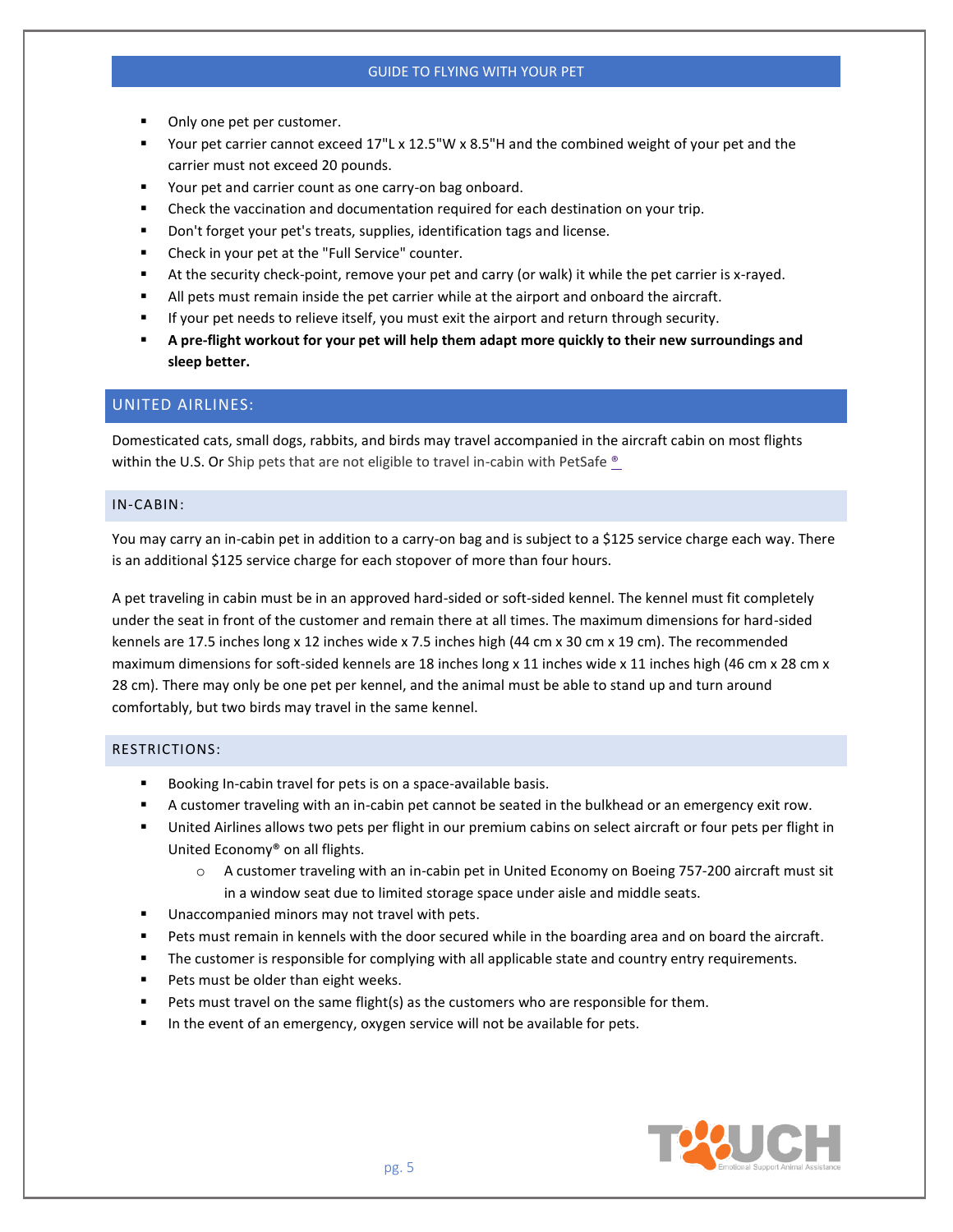- Only one pet per customer.
- Your pet carrier cannot exceed 17"L x 12.5"W x 8.5"H and the combined weight of your pet and the carrier must not exceed 20 pounds.
- Your pet and carrier count as one carry-on bag onboard.
- Check the vaccination and documentation required for each destination on your trip.
- Don't forget your pet's treats, supplies, identification tags and license.
- Check in your pet at the "Full Service" counter.
- At the security check-point, remove your pet and carry (or walk) it while the pet carrier is x-rayed.
- All pets must remain inside the pet carrier while at the airport and onboard the aircraft.
- If your pet needs to relieve itself, you must exit the airport and return through security.
- **A pre-flight workout for your pet will help them adapt more quickly to their new surroundings and sleep better.**

## UNITED AIRLINES:

Domesticated cats, small dogs, rabbits, and birds may travel accompanied in the aircraft cabin on most flights within the U.S. Or Ship pets that are not eligible to travel in-cabin with PetSafe ®

### IN-CABIN:

You may carry an in-cabin pet in addition to a carry-on bag and is subject to a $125 service charge each way. There is an additional $125 service charge for each stopover of more than four hours.

A pet traveling in cabin must be in an approved hard-sided or soft-sided kennel. The kennel must fit completely under the seat in front of the customer and remain there at all times. The maximum dimensions for hard-sided kennels are 17.5 inches long x 12 inches wide x 7.5 inches high (44 cm x 30 cm x 19 cm). The recommended maximum dimensions for soft-sided kennels are 18 inches long x 11 inches wide x 11 inches high (46 cm x 28 cm x 28 cm). There may only be one pet per kennel, and the animal must be able to stand up and turn around comfortably, but two birds may travel in the same kennel.

### RESTRICTIONS:

- Booking In-cabin travel for pets is on a space-available basis.
- A customer traveling with an in-cabin pet cannot be seated in the bulkhead or an emergency exit row.
- United Airlines allows two pets per flight in our premium cabins on select aircraft or four pets per flight in United Economy® on all flights.
  - A customer traveling with an in-cabin pet in United Economy on Boeing 757-200 aircraft must sit in a window seat due to limited storage space under aisle and middle seats.
- Unaccompanied minors may not travel with pets.
- Pets must remain in kennels with the door secured while in the boarding area and on board the aircraft.
- The customer is responsible for complying with all applicable state and country entry requirements.
- Pets must be older than eight weeks.
- Pets must travel on the same flight(s) as the customers who are responsible for them.
- In the event of an emergency, oxygen service will not be available for pets.